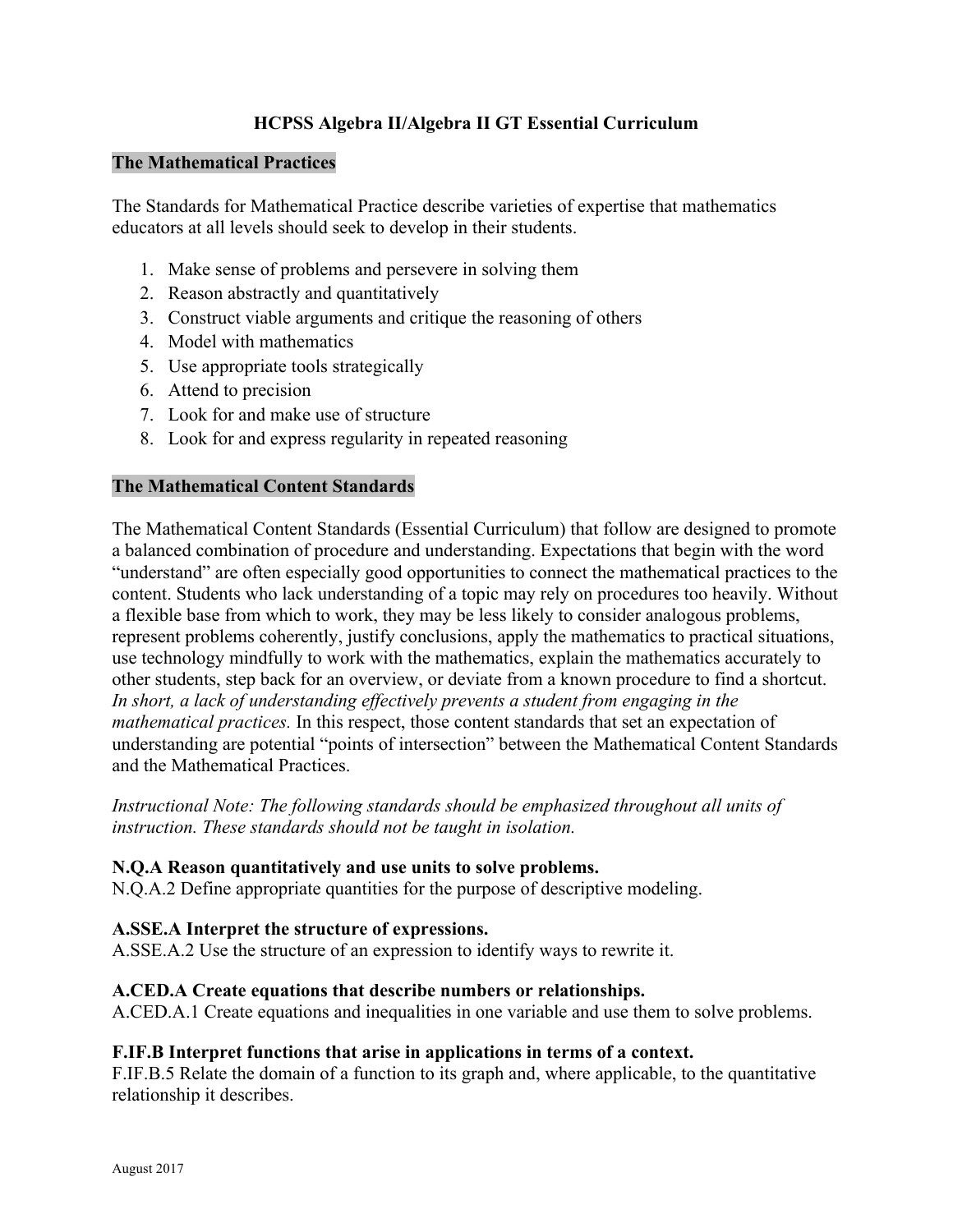# HCPSS Algebra II/Algebra II GT Essential Curriculum

## The Mathematical Practices

The Standards for Mathematical Practice describe varieties of expertise that mathematics educators at all levels should seek to develop in their students.

1. Make sense of problems and persevere in solving them
2. Reason abstractly and quantitatively
3. Construct viable arguments and critique the reasoning of others
4. Model with mathematics
5. Use appropriate tools strategically
6. Attend to precision
7. Look for and make use of structure
8. Look for and express regularity in repeated reasoning

## The Mathematical Content Standards

The Mathematical Content Standards (Essential Curriculum) that follow are designed to promote a balanced combination of procedure and understanding. Expectations that begin with the word "understand" are often especially good opportunities to connect the mathematical practices to the content. Students who lack understanding of a topic may rely on procedures too heavily. Without a flexible base from which to work, they may be less likely to consider analogous problems, represent problems coherently, justify conclusions, apply the mathematics to practical situations, use technology mindfully to work with the mathematics, explain the mathematics accurately to other students, step back for an overview, or deviate from a known procedure to find a shortcut. *In short, a lack of understanding effectively prevents a student from engaging in the mathematical practices.* In this respect, those content standards that set an expectation of understanding are potential "points of intersection" between the Mathematical Content Standards and the Mathematical Practices.

*Instructional Note: The following standards should be emphasized throughout all units of instruction. These standards should not be taught in isolation.*

**N.Q.A Reason quantitatively and use units to solve problems.**
N.Q.A.2 Define appropriate quantities for the purpose of descriptive modeling.

**A.SSE.A Interpret the structure of expressions.**
A.SSE.A.2 Use the structure of an expression to identify ways to rewrite it.

**A.CED.A Create equations that describe numbers or relationships.**
A.CED.A.1 Create equations and inequalities in one variable and use them to solve problems.

**F.IF.B Interpret functions that arise in applications in terms of a context.**
F.IF.B.5 Relate the domain of a function to its graph and, where applicable, to the quantitative relationship it describes.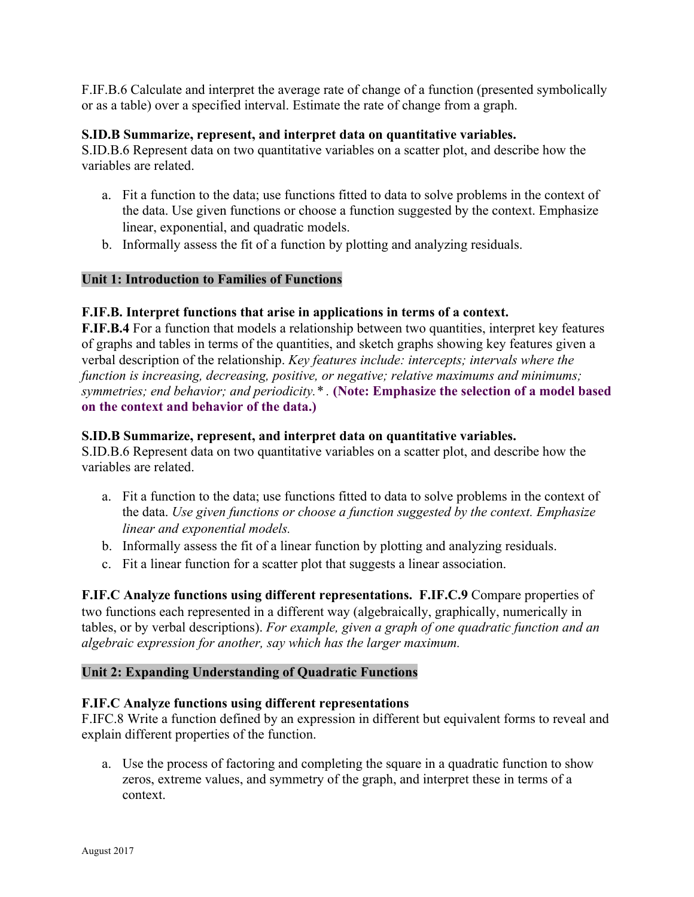F.IF.B.6 Calculate and interpret the average rate of change of a function (presented symbolically or as a table) over a specified interval. Estimate the rate of change from a graph.

**S.ID.B Summarize, represent, and interpret data on quantitative variables.**
S.ID.B.6 Represent data on two quantitative variables on a scatter plot, and describe how the variables are related.

a. Fit a function to the data; use functions fitted to data to solve problems in the context of the data. Use given functions or choose a function suggested by the context. Emphasize linear, exponential, and quadratic models.
b. Informally assess the fit of a function by plotting and analyzing residuals.

## Unit 1: Introduction to Families of Functions

**F.IF.B. Interpret functions that arise in applications in terms of a context.**
**F.IF.B.4** For a function that models a relationship between two quantities, interpret key features of graphs and tables in terms of the quantities, and sketch graphs showing key features given a verbal description of the relationship. *Key features include: intercepts; intervals where the function is increasing, decreasing, positive, or negative; relative maximums and minimums; symmetries; end behavior; and periodicity.\* .* **(Note: Emphasize the selection of a model based on the context and behavior of the data.)**

**S.ID.B Summarize, represent, and interpret data on quantitative variables.**
S.ID.B.6 Represent data on two quantitative variables on a scatter plot, and describe how the variables are related.

a. Fit a function to the data; use functions fitted to data to solve problems in the context of the data. *Use given functions or choose a function suggested by the context. Emphasize linear and exponential models.*
b. Informally assess the fit of a linear function by plotting and analyzing residuals.
c. Fit a linear function for a scatter plot that suggests a linear association.

**F.IF.C Analyze functions using different representations. F.IF.C.9** Compare properties of two functions each represented in a different way (algebraically, graphically, numerically in tables, or by verbal descriptions). *For example, given a graph of one quadratic function and an algebraic expression for another, say which has the larger maximum.*

## Unit 2: Expanding Understanding of Quadratic Functions

**F.IF.C Analyze functions using different representations**
F.IFC.8 Write a function defined by an expression in different but equivalent forms to reveal and explain different properties of the function.

a. Use the process of factoring and completing the square in a quadratic function to show zeros, extreme values, and symmetry of the graph, and interpret these in terms of a context.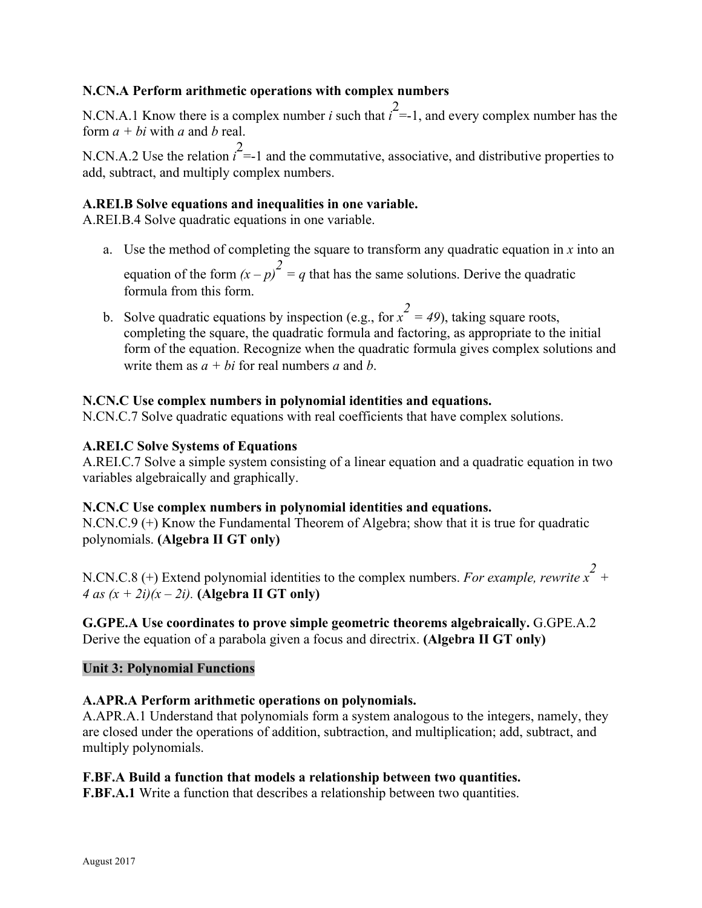**N.CN.A Perform arithmetic operations with complex numbers**

N.CN.A.1 Know there is a complex number *i* such that $i^2=-1$, and every complex number has the form $a + bi$ with *a* and *b* real.

N.CN.A.2 Use the relation $i^2=-1$ and the commutative, associative, and distributive properties to add, subtract, and multiply complex numbers.

**A.REI.B Solve equations and inequalities in one variable.**
A.REI.B.4 Solve quadratic equations in one variable.

a. Use the method of completing the square to transform any quadratic equation in *x* into an equation of the form $(x – p)^2 = q$ that has the same solutions. Derive the quadratic formula from this form.

b. Solve quadratic equations by inspection (e.g., for $x^2 = 49$), taking square roots, completing the square, the quadratic formula and factoring, as appropriate to the initial form of the equation. Recognize when the quadratic formula gives complex solutions and write them as $a + bi$ for real numbers *a* and *b*.

**N.CN.C Use complex numbers in polynomial identities and equations.**
N.CN.C.7 Solve quadratic equations with real coefficients that have complex solutions.

**A.REI.C Solve Systems of Equations**
A.REI.C.7 Solve a simple system consisting of a linear equation and a quadratic equation in two variables algebraically and graphically.

**N.CN.C Use complex numbers in polynomial identities and equations.**
N.CN.C.9 (+) Know the Fundamental Theorem of Algebra; show that it is true for quadratic polynomials. **(Algebra II GT only)**

N.CN.C.8 (+) Extend polynomial identities to the complex numbers. *For example, rewrite $x^2 + 4$ as $(x + 2i)(x – 2i)$.* **(Algebra II GT only)**

**G.GPE.A Use coordinates to prove simple geometric theorems algebraically.** G.GPE.A.2 Derive the equation of a parabola given a focus and directrix. **(Algebra II GT only)**

**Unit 3: Polynomial Functions**

**A.APR.A Perform arithmetic operations on polynomials.**
A.APR.A.1 Understand that polynomials form a system analogous to the integers, namely, they are closed under the operations of addition, subtraction, and multiplication; add, subtract, and multiply polynomials.

**F.BF.A Build a function that models a relationship between two quantities.**
**F.BF.A.1** Write a function that describes a relationship between two quantities.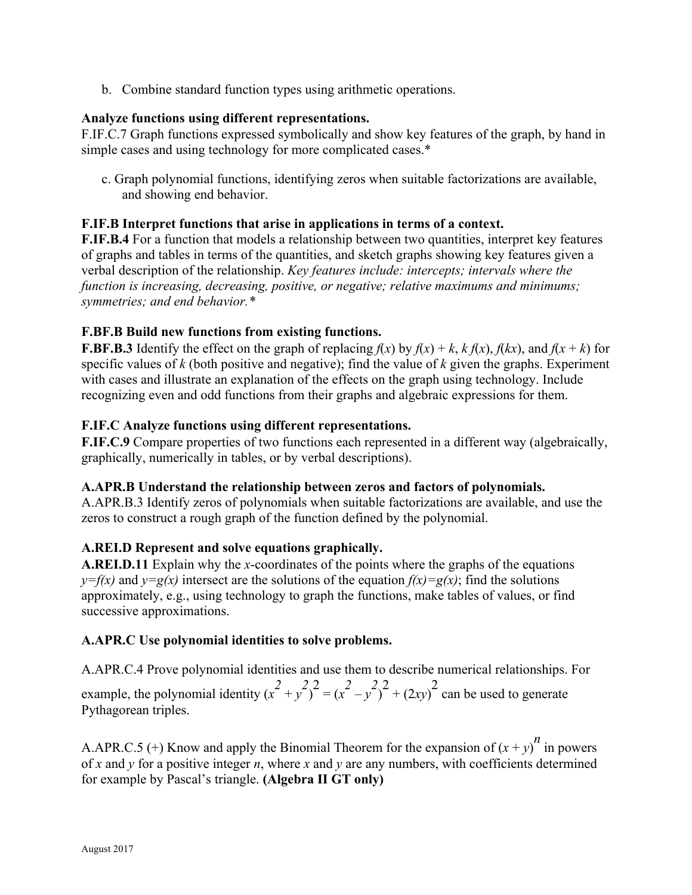b. Combine standard function types using arithmetic operations.

**Analyze functions using different representations.**

F.IF.C.7 Graph functions expressed symbolically and show key features of the graph, by hand in simple cases and using technology for more complicated cases.*

c. Graph polynomial functions, identifying zeros when suitable factorizations are available, and showing end behavior.

**F.IF.B Interpret functions that arise in applications in terms of a context.**

**F.IF.B.4** For a function that models a relationship between two quantities, interpret key features of graphs and tables in terms of the quantities, and sketch graphs showing key features given a verbal description of the relationship. *Key features include: intercepts; intervals where the function is increasing, decreasing, positive, or negative; relative maximums and minimums; symmetries; and end behavior.**

**F.BF.B Build new functions from existing functions.**

**F.BF.B.3** Identify the effect on the graph of replacing $f(x)$ by $f(x) + k$, $k\,f(x)$, $f(kx)$, and $f(x + k)$ for specific values of $k$ (both positive and negative); find the value of $k$ given the graphs. Experiment with cases and illustrate an explanation of the effects on the graph using technology. Include recognizing even and odd functions from their graphs and algebraic expressions for them.

**F.IF.C Analyze functions using different representations.**

**F.IF.C.9** Compare properties of two functions each represented in a different way (algebraically, graphically, numerically in tables, or by verbal descriptions).

**A.APR.B Understand the relationship between zeros and factors of polynomials.**

A.APR.B.3 Identify zeros of polynomials when suitable factorizations are available, and use the zeros to construct a rough graph of the function defined by the polynomial.

**A.REI.D Represent and solve equations graphically.**

**A.REI.D.11** Explain why the $x$-coordinates of the points where the graphs of the equations $y=f(x)$ and $y=g(x)$ intersect are the solutions of the equation $f(x)=g(x)$; find the solutions approximately, e.g., using technology to graph the functions, make tables of values, or find successive approximations.

**A.APR.C Use polynomial identities to solve problems.**

A.APR.C.4 Prove polynomial identities and use them to describe numerical relationships. For example, the polynomial identity $(x^2 + y^2)^2 = (x^2 - y^2)^2 + (2xy)^2$ can be used to generate Pythagorean triples.

A.APR.C.5 (+) Know and apply the Binomial Theorem for the expansion of $(x + y)^n$ in powers of $x$ and $y$ for a positive integer $n$, where $x$ and $y$ are any numbers, with coefficients determined for example by Pascal's triangle. **(Algebra II GT only)**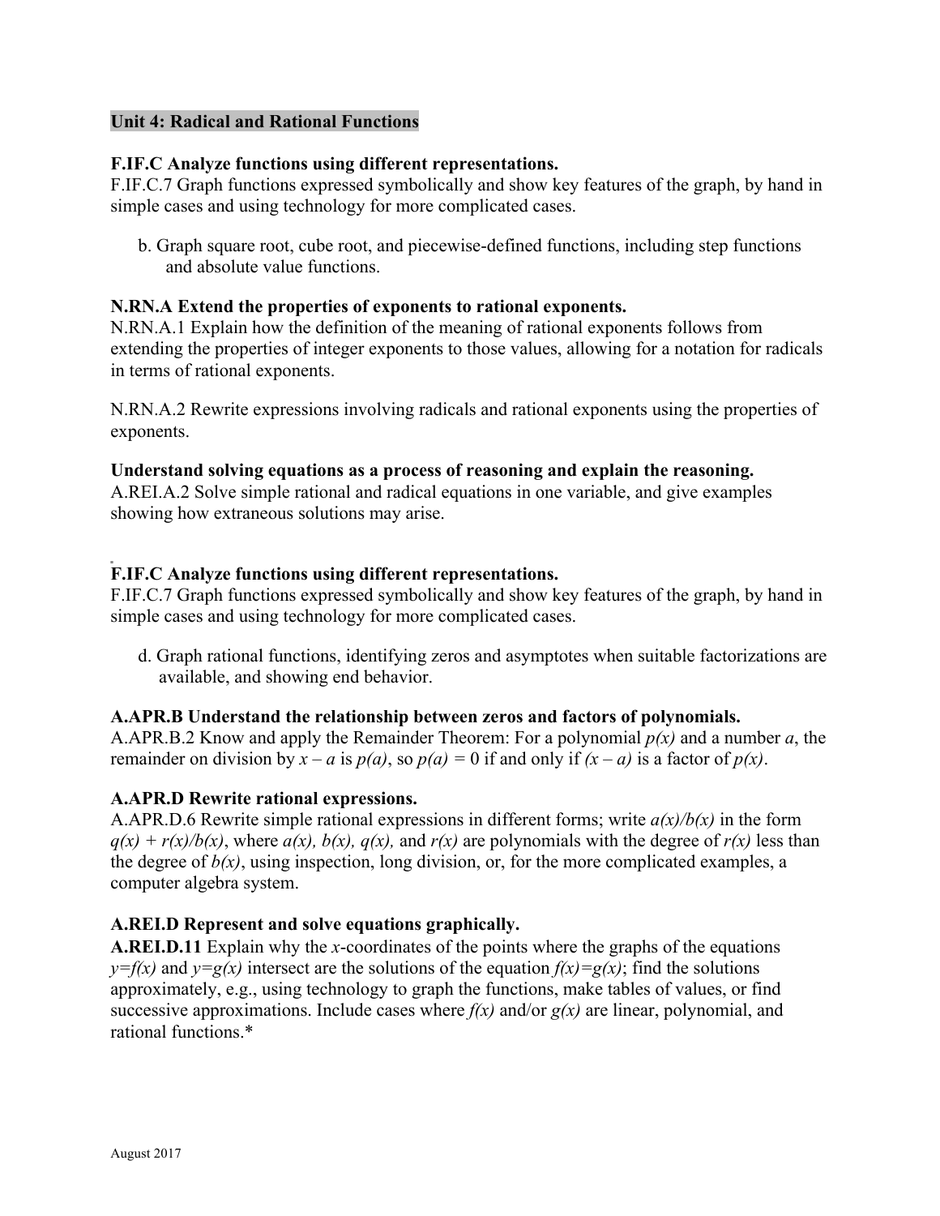**Unit 4: Radical and Rational Functions**

**F.IF.C Analyze functions using different representations.**
F.IF.C.7 Graph functions expressed symbolically and show key features of the graph, by hand in simple cases and using technology for more complicated cases.

b. Graph square root, cube root, and piecewise-defined functions, including step functions and absolute value functions.

**N.RN.A Extend the properties of exponents to rational exponents.**
N.RN.A.1 Explain how the definition of the meaning of rational exponents follows from extending the properties of integer exponents to those values, allowing for a notation for radicals in terms of rational exponents.

N.RN.A.2 Rewrite expressions involving radicals and rational exponents using the properties of exponents.

**Understand solving equations as a process of reasoning and explain the reasoning.**
A.REI.A.2 Solve simple rational and radical equations in one variable, and give examples showing how extraneous solutions may arise.

**F.IF.C Analyze functions using different representations.**
F.IF.C.7 Graph functions expressed symbolically and show key features of the graph, by hand in simple cases and using technology for more complicated cases.

d. Graph rational functions, identifying zeros and asymptotes when suitable factorizations are available, and showing end behavior.

**A.APR.B Understand the relationship between zeros and factors of polynomials.**
A.APR.B.2 Know and apply the Remainder Theorem: For a polynomial $p(x)$ and a number $a$, the remainder on division by $x - a$ is $p(a)$, so $p(a) = 0$ if and only if $(x - a)$ is a factor of $p(x)$.

**A.APR.D Rewrite rational expressions.**
A.APR.D.6 Rewrite simple rational expressions in different forms; write $a(x)/b(x)$ in the form $q(x) + r(x)/b(x)$, where $a(x)$, $b(x)$, $q(x)$, and $r(x)$ are polynomials with the degree of $r(x)$ less than the degree of $b(x)$, using inspection, long division, or, for the more complicated examples, a computer algebra system.

**A.REI.D Represent and solve equations graphically.**
**A.REI.D.11** Explain why the $x$-coordinates of the points where the graphs of the equations $y=f(x)$ and $y=g(x)$ intersect are the solutions of the equation $f(x)=g(x)$; find the solutions approximately, e.g., using technology to graph the functions, make tables of values, or find successive approximations. Include cases where $f(x)$ and/or $g(x)$ are linear, polynomial, and rational functions.*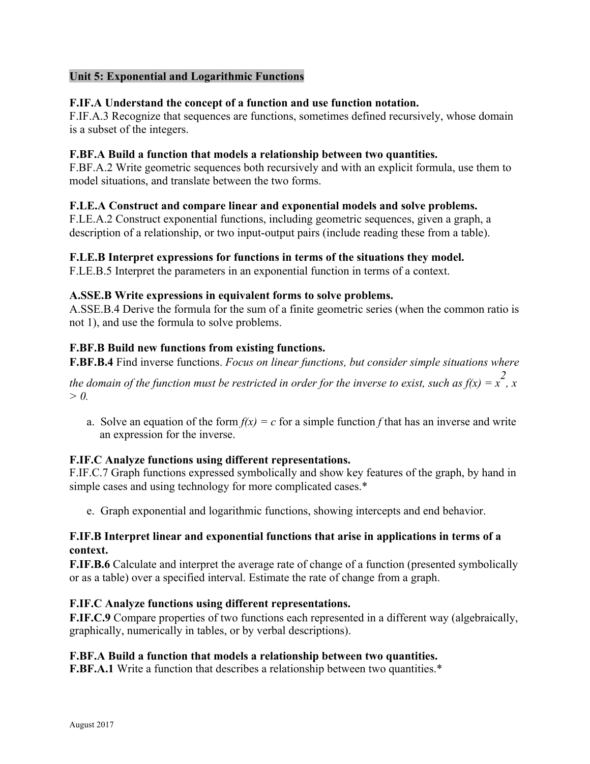**Unit 5: Exponential and Logarithmic Functions**

**F.IF.A Understand the concept of a function and use function notation.**
F.IF.A.3 Recognize that sequences are functions, sometimes defined recursively, whose domain is a subset of the integers.

**F.BF.A Build a function that models a relationship between two quantities.**
F.BF.A.2 Write geometric sequences both recursively and with an explicit formula, use them to model situations, and translate between the two forms.

**F.LE.A Construct and compare linear and exponential models and solve problems.**
F.LE.A.2 Construct exponential functions, including geometric sequences, given a graph, a description of a relationship, or two input-output pairs (include reading these from a table).

**F.LE.B Interpret expressions for functions in terms of the situations they model.**
F.LE.B.5 Interpret the parameters in an exponential function in terms of a context.

**A.SSE.B Write expressions in equivalent forms to solve problems.**
A.SSE.B.4 Derive the formula for the sum of a finite geometric series (when the common ratio is not 1), and use the formula to solve problems.

**F.BF.B Build new functions from existing functions.**
**F.BF.B.4** Find inverse functions. *Focus on linear functions, but consider simple situations where the domain of the function must be restricted in order for the inverse to exist, such as $f(x) = x^2$, $x > 0$.*

a. Solve an equation of the form $f(x) = c$ for a simple function $f$ that has an inverse and write an expression for the inverse.

**F.IF.C Analyze functions using different representations.**
F.IF.C.7 Graph functions expressed symbolically and show key features of the graph, by hand in simple cases and using technology for more complicated cases.*

e. Graph exponential and logarithmic functions, showing intercepts and end behavior.

**F.IF.B Interpret linear and exponential functions that arise in applications in terms of a context.**
**F.IF.B.6** Calculate and interpret the average rate of change of a function (presented symbolically or as a table) over a specified interval. Estimate the rate of change from a graph.

**F.IF.C Analyze functions using different representations.**
**F.IF.C.9** Compare properties of two functions each represented in a different way (algebraically, graphically, numerically in tables, or by verbal descriptions).

**F.BF.A Build a function that models a relationship between two quantities.**
**F.BF.A.1** Write a function that describes a relationship between two quantities.*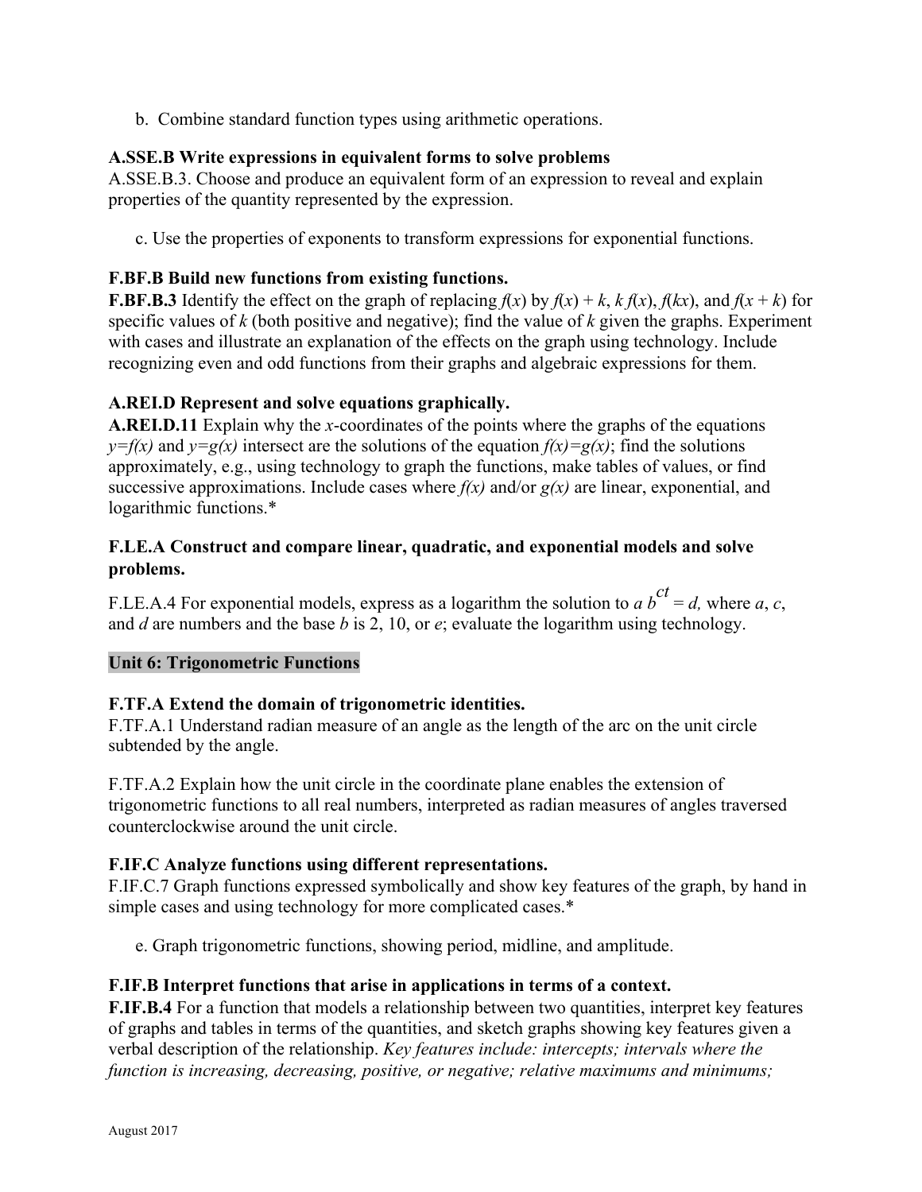b. Combine standard function types using arithmetic operations.

**A.SSE.B Write expressions in equivalent forms to solve problems**
A.SSE.B.3. Choose and produce an equivalent form of an expression to reveal and explain properties of the quantity represented by the expression.

c. Use the properties of exponents to transform expressions for exponential functions.

**F.BF.B Build new functions from existing functions.**
**F.BF.B.3** Identify the effect on the graph of replacing $f(x)$ by $f(x) + k$, $k\,f(x)$, $f(kx)$, and $f(x + k)$ for specific values of $k$ (both positive and negative); find the value of $k$ given the graphs. Experiment with cases and illustrate an explanation of the effects on the graph using technology. Include recognizing even and odd functions from their graphs and algebraic expressions for them.

**A.REI.D Represent and solve equations graphically.**
**A.REI.D.11** Explain why the $x$-coordinates of the points where the graphs of the equations $y=f(x)$ and $y=g(x)$ intersect are the solutions of the equation $f(x)=g(x)$; find the solutions approximately, e.g., using technology to graph the functions, make tables of values, or find successive approximations. Include cases where $f(x)$ and/or $g(x)$ are linear, exponential, and logarithmic functions.*

**F.LE.A Construct and compare linear, quadratic, and exponential models and solve problems.**

F.LE.A.4 For exponential models, express as a logarithm the solution to $a\,b^{ct} = d$, where $a$, $c$, and $d$ are numbers and the base $b$ is 2, 10, or $e$; evaluate the logarithm using technology.

**Unit 6: Trigonometric Functions**

**F.TF.A Extend the domain of trigonometric identities.**
F.TF.A.1 Understand radian measure of an angle as the length of the arc on the unit circle subtended by the angle.

F.TF.A.2 Explain how the unit circle in the coordinate plane enables the extension of trigonometric functions to all real numbers, interpreted as radian measures of angles traversed counterclockwise around the unit circle.

**F.IF.C Analyze functions using different representations.**
F.IF.C.7 Graph functions expressed symbolically and show key features of the graph, by hand in simple cases and using technology for more complicated cases.*

e. Graph trigonometric functions, showing period, midline, and amplitude.

**F.IF.B Interpret functions that arise in applications in terms of a context.**
**F.IF.B.4** For a function that models a relationship between two quantities, interpret key features of graphs and tables in terms of the quantities, and sketch graphs showing key features given a verbal description of the relationship. *Key features include: intercepts; intervals where the function is increasing, decreasing, positive, or negative; relative maximums and minimums;*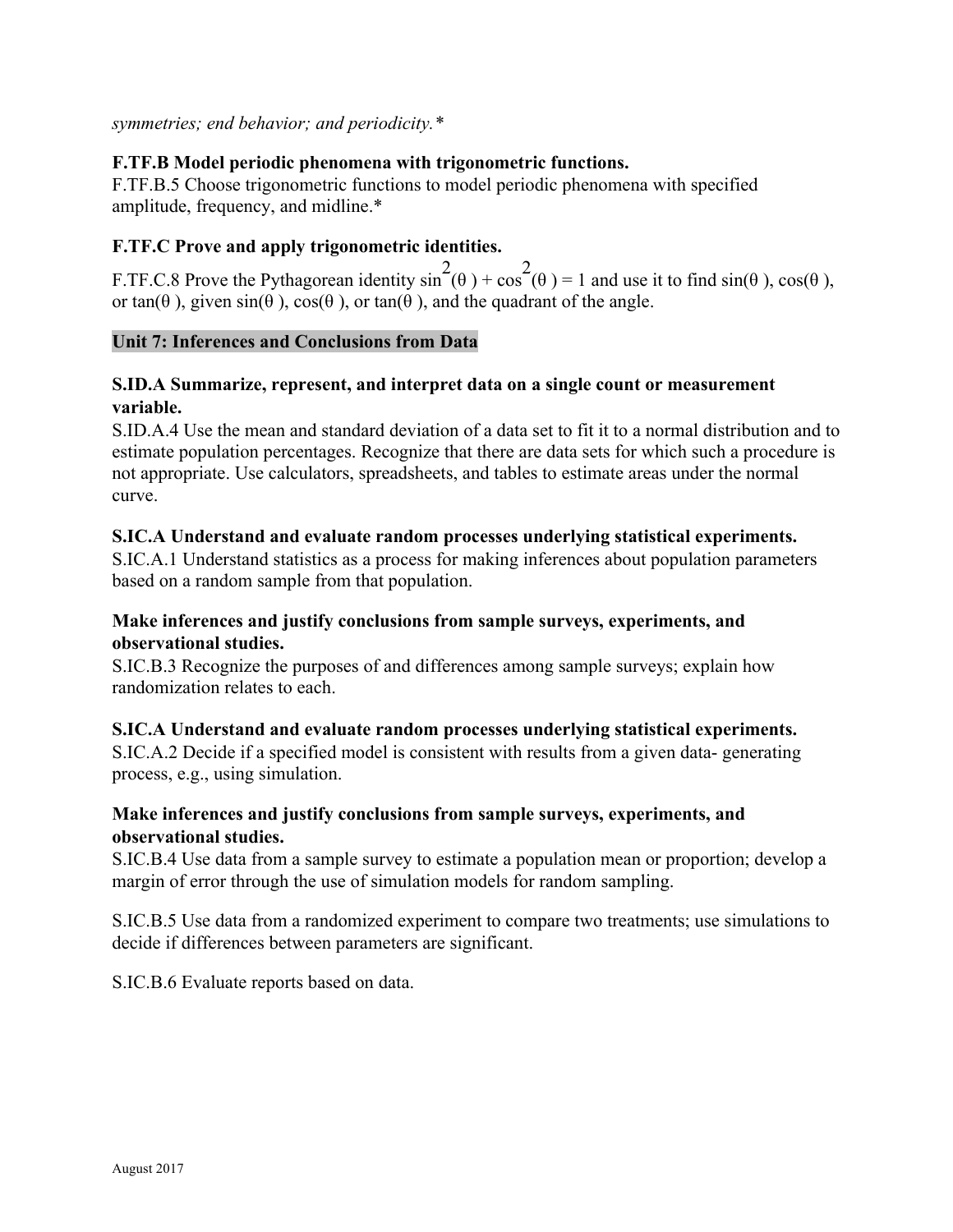*symmetries; end behavior; and periodicity.**

**F.TF.B Model periodic phenomena with trigonometric functions.**
F.TF.B.5 Choose trigonometric functions to model periodic phenomena with specified amplitude, frequency, and midline.*

**F.TF.C Prove and apply trigonometric identities.**

F.TF.C.8 Prove the Pythagorean identity $\sin^2(\theta) + \cos^2(\theta) = 1$ and use it to find $\sin(\theta)$, $\cos(\theta)$, or $\tan(\theta)$, given $\sin(\theta)$, $\cos(\theta)$, or $\tan(\theta)$, and the quadrant of the angle.

**Unit 7: Inferences and Conclusions from Data**

**S.ID.A Summarize, represent, and interpret data on a single count or measurement variable.**
S.ID.A.4 Use the mean and standard deviation of a data set to fit it to a normal distribution and to estimate population percentages. Recognize that there are data sets for which such a procedure is not appropriate. Use calculators, spreadsheets, and tables to estimate areas under the normal curve.

**S.IC.A Understand and evaluate random processes underlying statistical experiments.**
S.IC.A.1 Understand statistics as a process for making inferences about population parameters based on a random sample from that population.

**Make inferences and justify conclusions from sample surveys, experiments, and observational studies.**
S.IC.B.3 Recognize the purposes of and differences among sample surveys; explain how randomization relates to each.

**S.IC.A Understand and evaluate random processes underlying statistical experiments.**
S.IC.A.2 Decide if a specified model is consistent with results from a given data- generating process, e.g., using simulation.

**Make inferences and justify conclusions from sample surveys, experiments, and observational studies.**
S.IC.B.4 Use data from a sample survey to estimate a population mean or proportion; develop a margin of error through the use of simulation models for random sampling.

S.IC.B.5 Use data from a randomized experiment to compare two treatments; use simulations to decide if differences between parameters are significant.

S.IC.B.6 Evaluate reports based on data.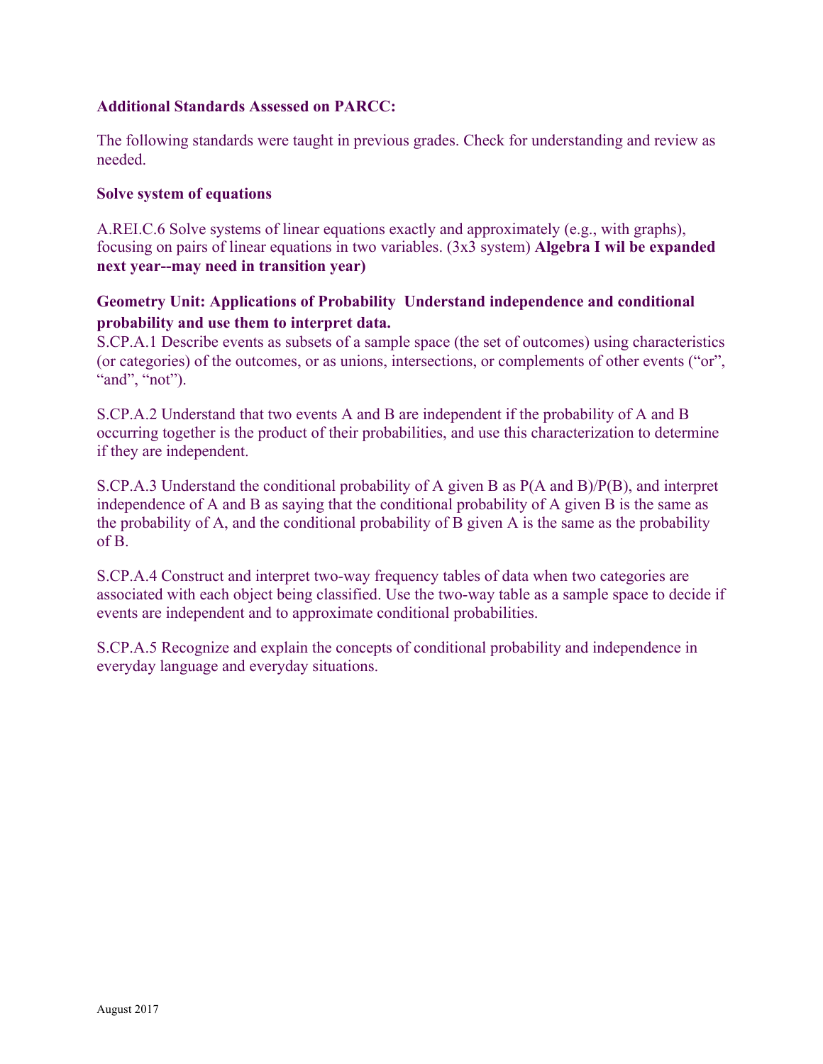**Additional Standards Assessed on PARCC:**

The following standards were taught in previous grades. Check for understanding and review as needed.

**Solve system of equations**

A.REI.C.6 Solve systems of linear equations exactly and approximately (e.g., with graphs), focusing on pairs of linear equations in two variables. (3x3 system) **Algebra I wil be expanded next year--may need in transition year)**

**Geometry Unit: Applications of Probability  Understand independence and conditional probability and use them to interpret data.**

S.CP.A.1 Describe events as subsets of a sample space (the set of outcomes) using characteristics (or categories) of the outcomes, or as unions, intersections, or complements of other events ("or", "and", "not").

S.CP.A.2 Understand that two events A and B are independent if the probability of A and B occurring together is the product of their probabilities, and use this characterization to determine if they are independent.

S.CP.A.3 Understand the conditional probability of A given B as P(A and B)/P(B), and interpret independence of A and B as saying that the conditional probability of A given B is the same as the probability of A, and the conditional probability of B given A is the same as the probability of B.

S.CP.A.4 Construct and interpret two-way frequency tables of data when two categories are associated with each object being classified. Use the two-way table as a sample space to decide if events are independent and to approximate conditional probabilities.

S.CP.A.5 Recognize and explain the concepts of conditional probability and independence in everyday language and everyday situations.

August 2017